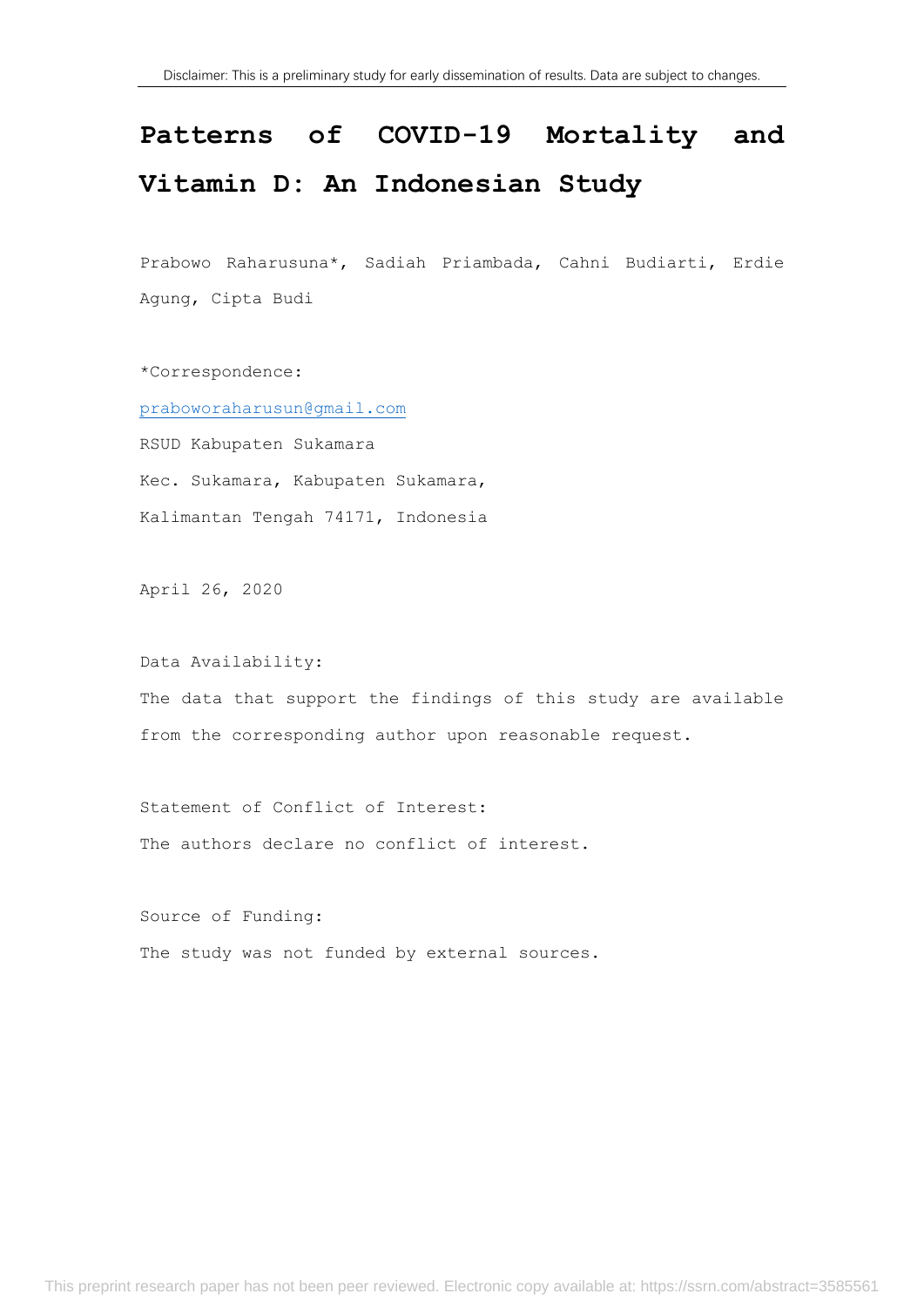Disclaimer: This is a preliminary study for early dissemination of results. Data are subject to changes.

# Patterns of COVID-19 Mortality and Vitamin D: An Indonesian Study

Prabowo Raharusuna*, Sadiah Priambada, Cahni Budiarti, Erdie Agung, Cipta Budi

*Correspondence:

praboworaharusun@gmail.com

RSUD Kabupaten Sukamara

Kec. Sukamara, Kabupaten Sukamara,

Kalimantan Tengah 74171, Indonesia

April 26, 2020

Data Availability:

The data that support the findings of this study are available from the corresponding author upon reasonable request.

Statement of Conflict of Interest:

The authors declare no conflict of interest.

Source of Funding:

The study was not funded by external sources.

This preprint research paper has not been peer reviewed. Electronic copy available at: https://ssrn.com/abstract=3585561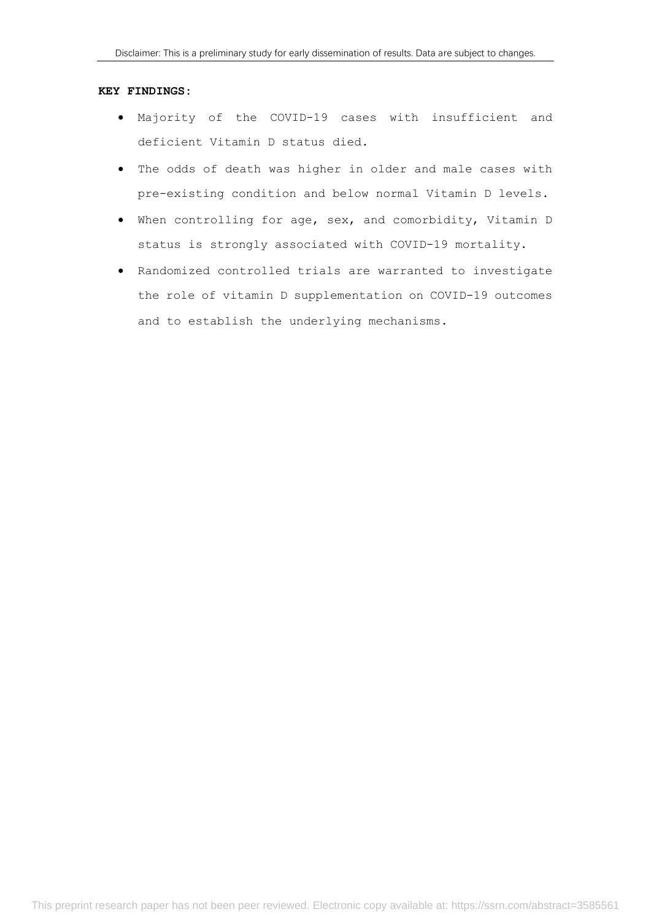**KEY FINDINGS:**

- Majority of the COVID-19 cases with insufficient and deficient Vitamin D status died.
- The odds of death was higher in older and male cases with pre-existing condition and below normal Vitamin D levels.
- When controlling for age, sex, and comorbidity, Vitamin D status is strongly associated with COVID-19 mortality.
- Randomized controlled trials are warranted to investigate the role of vitamin D supplementation on COVID-19 outcomes and to establish the underlying mechanisms.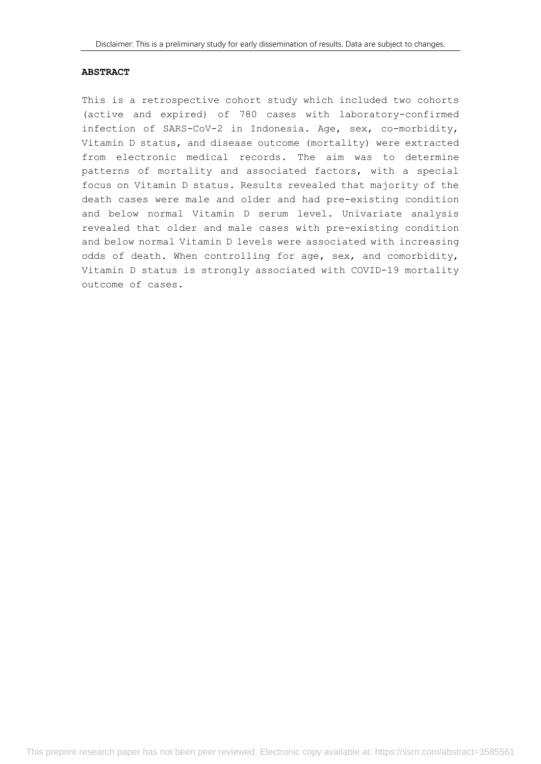**ABSTRACT**

This is a retrospective cohort study which included two cohorts (active and expired) of 780 cases with laboratory-confirmed infection of SARS-CoV-2 in Indonesia. Age, sex, co-morbidity, Vitamin D status, and disease outcome (mortality) were extracted from electronic medical records. The aim was to determine patterns of mortality and associated factors, with a special focus on Vitamin D status. Results revealed that majority of the death cases were male and older and had pre-existing condition and below normal Vitamin D serum level. Univariate analysis revealed that older and male cases with pre-existing condition and below normal Vitamin D levels were associated with increasing odds of death. When controlling for age, sex, and comorbidity, Vitamin D status is strongly associated with COVID-19 mortality outcome of cases.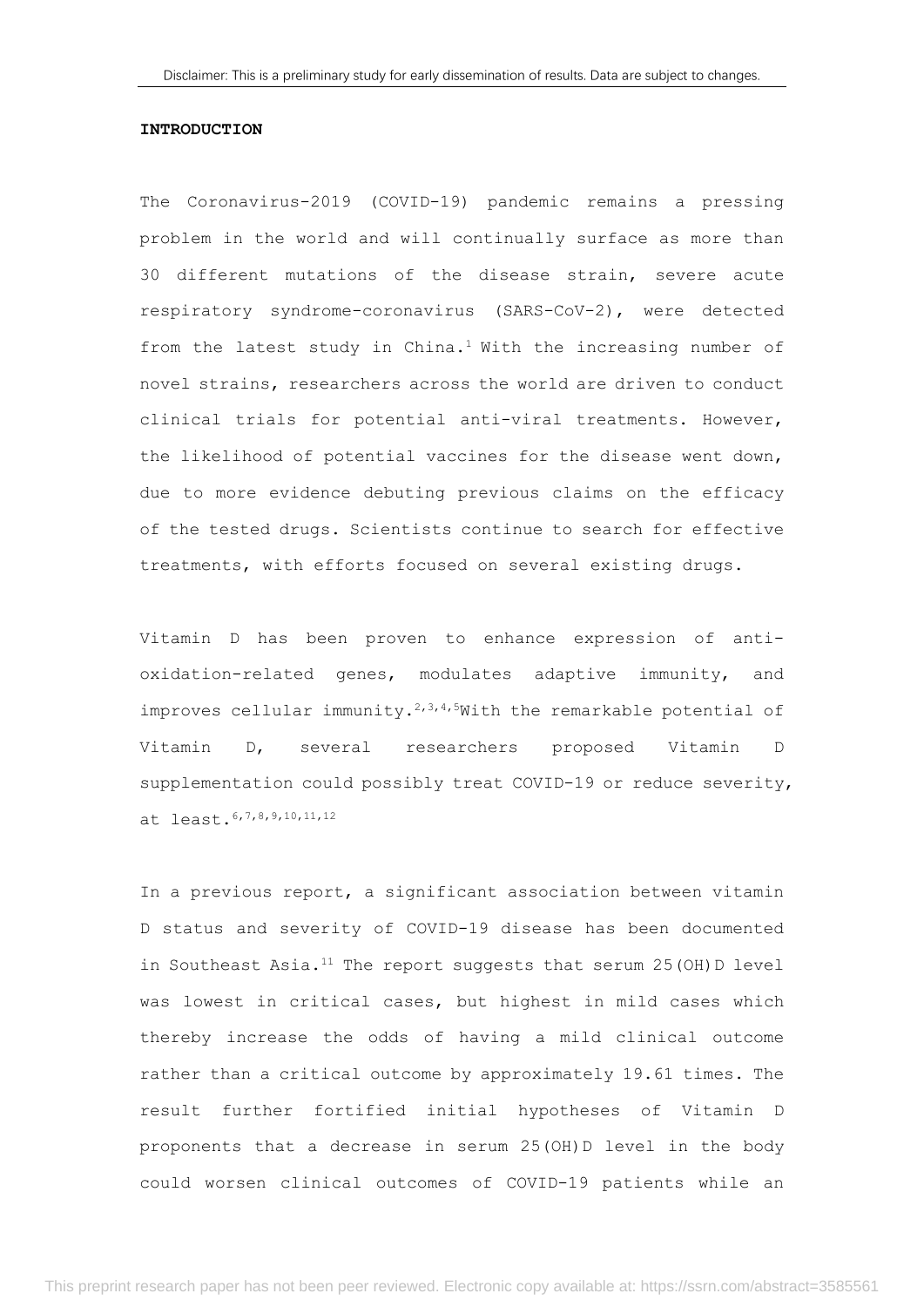**INTRODUCTION**

The Coronavirus-2019 (COVID-19) pandemic remains a pressing problem in the world and will continually surface as more than 30 different mutations of the disease strain, severe acute respiratory syndrome-coronavirus (SARS-CoV-2), were detected from the latest study in China.[1] With the increasing number of novel strains, researchers across the world are driven to conduct clinical trials for potential anti-viral treatments. However, the likelihood of potential vaccines for the disease went down, due to more evidence debuting previous claims on the efficacy of the tested drugs. Scientists continue to search for effective treatments, with efforts focused on several existing drugs.

Vitamin D has been proven to enhance expression of anti-oxidation-related genes, modulates adaptive immunity, and improves cellular immunity.[2,3,4,5]With the remarkable potential of Vitamin D, several researchers proposed Vitamin D supplementation could possibly treat COVID-19 or reduce severity, at least.[6,7,8,9,10,11,12]

In a previous report, a significant association between vitamin D status and severity of COVID-19 disease has been documented in Southeast Asia.[11] The report suggests that serum 25(OH)D level was lowest in critical cases, but highest in mild cases which thereby increase the odds of having a mild clinical outcome rather than a critical outcome by approximately 19.61 times. The result further fortified initial hypotheses of Vitamin D proponents that a decrease in serum 25(OH)D level in the body could worsen clinical outcomes of COVID-19 patients while an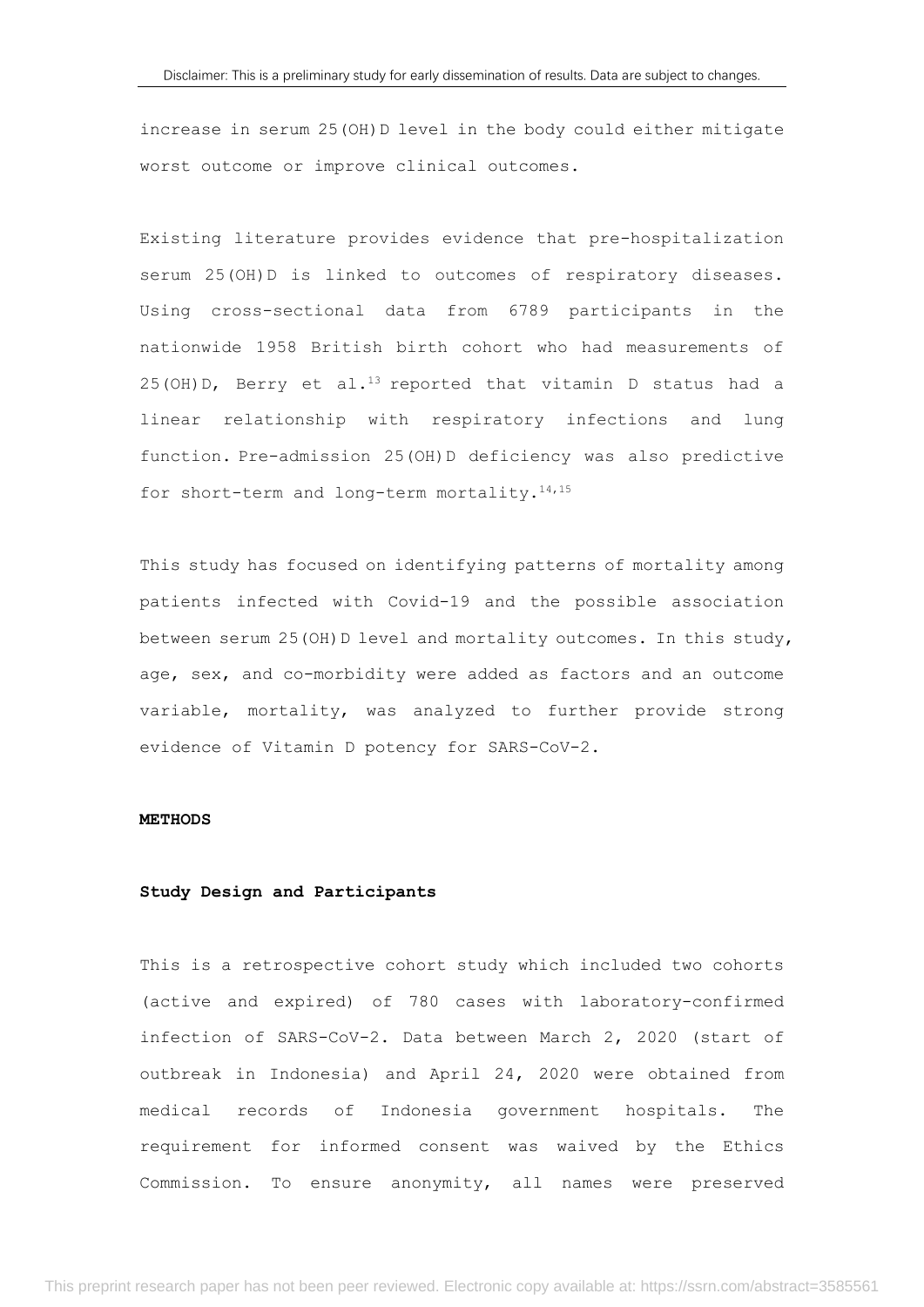increase in serum 25(OH)D level in the body could either mitigate worst outcome or improve clinical outcomes.

Existing literature provides evidence that pre-hospitalization serum 25(OH)D is linked to outcomes of respiratory diseases. Using cross-sectional data from 6789 participants in the nationwide 1958 British birth cohort who had measurements of 25(OH)D, Berry et al.[13] reported that vitamin D status had a linear relationship with respiratory infections and lung function. Pre-admission 25(OH)D deficiency was also predictive for short-term and long-term mortality.[14,15]

This study has focused on identifying patterns of mortality among patients infected with Covid-19 and the possible association between serum 25(OH)D level and mortality outcomes. In this study, age, sex, and co-morbidity were added as factors and an outcome variable, mortality, was analyzed to further provide strong evidence of Vitamin D potency for SARS-CoV-2.

## METHODS

### Study Design and Participants

This is a retrospective cohort study which included two cohorts (active and expired) of 780 cases with laboratory-confirmed infection of SARS-CoV-2. Data between March 2, 2020 (start of outbreak in Indonesia) and April 24, 2020 were obtained from medical records of Indonesia government hospitals. The requirement for informed consent was waived by the Ethics Commission. To ensure anonymity, all names were preserved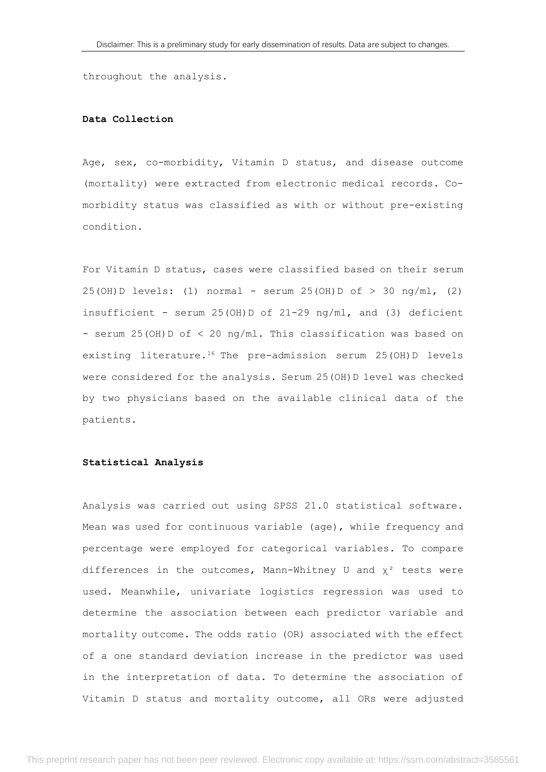throughout the analysis.

**Data Collection**

Age, sex, co-morbidity, Vitamin D status, and disease outcome (mortality) were extracted from electronic medical records. Co-morbidity status was classified as with or without pre-existing condition.

For Vitamin D status, cases were classified based on their serum 25(OH)D levels: (1) normal - serum 25(OH)D of > 30 ng/ml, (2) insufficient - serum 25(OH)D of 21-29 ng/ml, and (3) deficient - serum 25(OH)D of < 20 ng/ml. This classification was based on existing literature.[16] The pre-admission serum 25(OH)D levels were considered for the analysis. Serum 25(OH)D level was checked by two physicians based on the available clinical data of the patients.

**Statistical Analysis**

Analysis was carried out using SPSS 21.0 statistical software. Mean was used for continuous variable (age), while frequency and percentage were employed for categorical variables. To compare differences in the outcomes, Mann-Whitney U and $\chi^2$ tests were used. Meanwhile, univariate logistics regression was used to determine the association between each predictor variable and mortality outcome. The odds ratio (OR) associated with the effect of a one standard deviation increase in the predictor was used in the interpretation of data. To determine the association of Vitamin D status and mortality outcome, all ORs were adjusted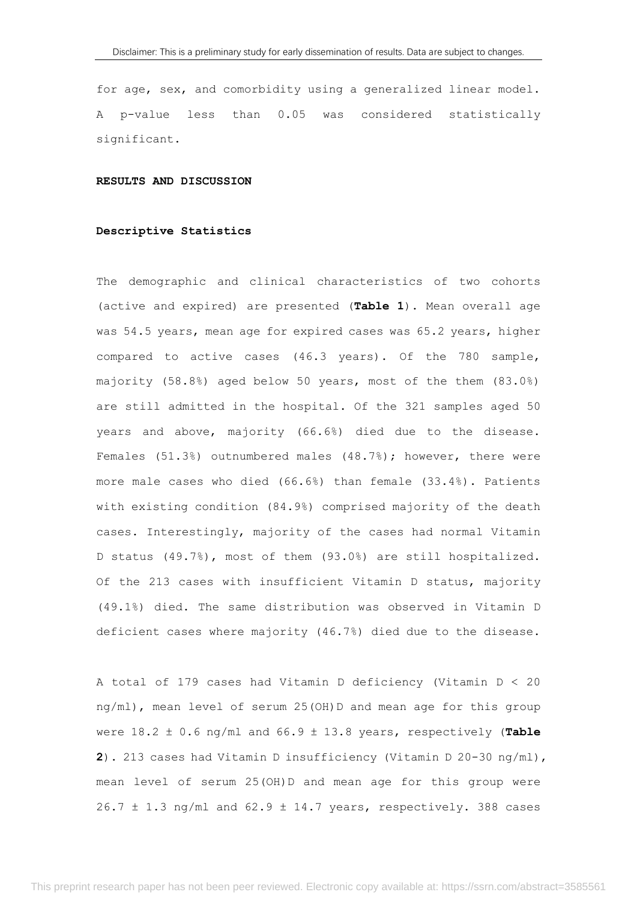for age, sex, and comorbidity using a generalized linear model. A p-value less than 0.05 was considered statistically significant.

**RESULTS AND DISCUSSION**

**Descriptive Statistics**

The demographic and clinical characteristics of two cohorts (active and expired) are presented (**Table 1**). Mean overall age was 54.5 years, mean age for expired cases was 65.2 years, higher compared to active cases (46.3 years). Of the 780 sample, majority (58.8%) aged below 50 years, most of the them (83.0%) are still admitted in the hospital. Of the 321 samples aged 50 years and above, majority (66.6%) died due to the disease. Females (51.3%) outnumbered males (48.7%); however, there were more male cases who died (66.6%) than female (33.4%). Patients with existing condition (84.9%) comprised majority of the death cases. Interestingly, majority of the cases had normal Vitamin D status (49.7%), most of them (93.0%) are still hospitalized. Of the 213 cases with insufficient Vitamin D status, majority (49.1%) died. The same distribution was observed in Vitamin D deficient cases where majority (46.7%) died due to the disease.

A total of 179 cases had Vitamin D deficiency (Vitamin D < 20 ng/ml), mean level of serum 25(OH)D and mean age for this group were 18.2 ± 0.6 ng/ml and 66.9 ± 13.8 years, respectively (**Table 2**). 213 cases had Vitamin D insufficiency (Vitamin D 20-30 ng/ml), mean level of serum 25(OH)D and mean age for this group were 26.7 ± 1.3 ng/ml and 62.9 ± 14.7 years, respectively. 388 cases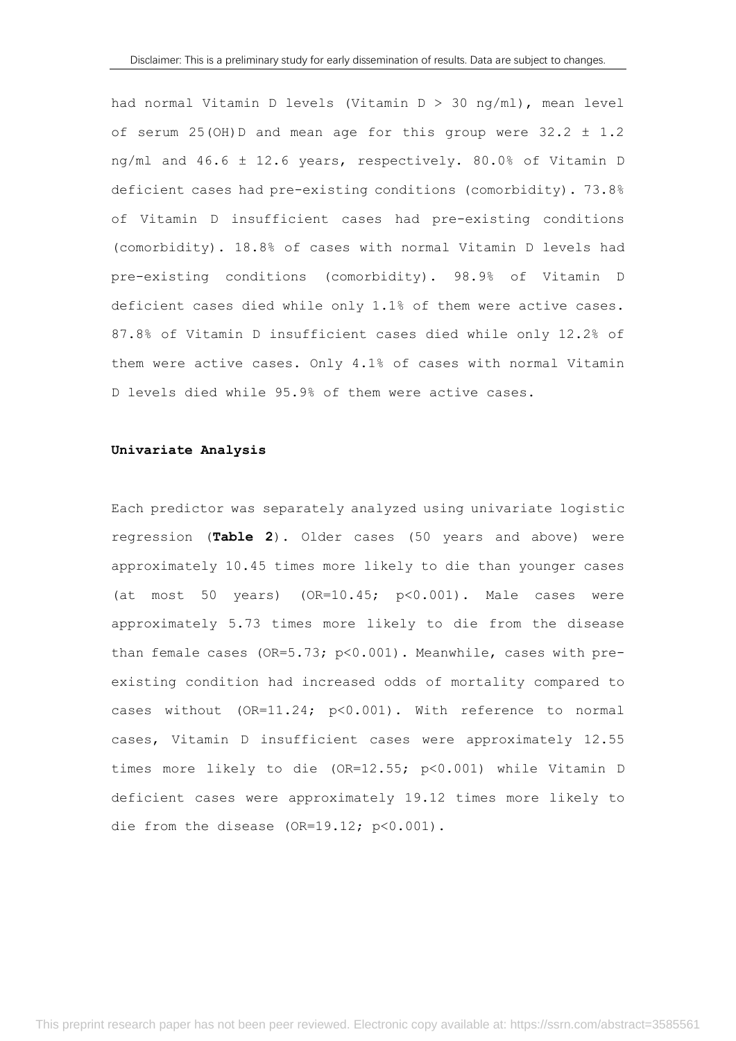had normal Vitamin D levels (Vitamin D > 30 ng/ml), mean level of serum 25(OH)D and mean age for this group were 32.2 ± 1.2 ng/ml and 46.6 ± 12.6 years, respectively. 80.0% of Vitamin D deficient cases had pre-existing conditions (comorbidity). 73.8% of Vitamin D insufficient cases had pre-existing conditions (comorbidity). 18.8% of cases with normal Vitamin D levels had pre-existing conditions (comorbidity). 98.9% of Vitamin D deficient cases died while only 1.1% of them were active cases. 87.8% of Vitamin D insufficient cases died while only 12.2% of them were active cases. Only 4.1% of cases with normal Vitamin D levels died while 95.9% of them were active cases.

**Univariate Analysis**

Each predictor was separately analyzed using univariate logistic regression (**Table 2**). Older cases (50 years and above) were approximately 10.45 times more likely to die than younger cases (at most 50 years) (OR=10.45; p<0.001). Male cases were approximately 5.73 times more likely to die from the disease than female cases (OR=5.73; p<0.001). Meanwhile, cases with pre-existing condition had increased odds of mortality compared to cases without (OR=11.24; p<0.001). With reference to normal cases, Vitamin D insufficient cases were approximately 12.55 times more likely to die (OR=12.55; p<0.001) while Vitamin D deficient cases were approximately 19.12 times more likely to die from the disease (OR=19.12; p<0.001).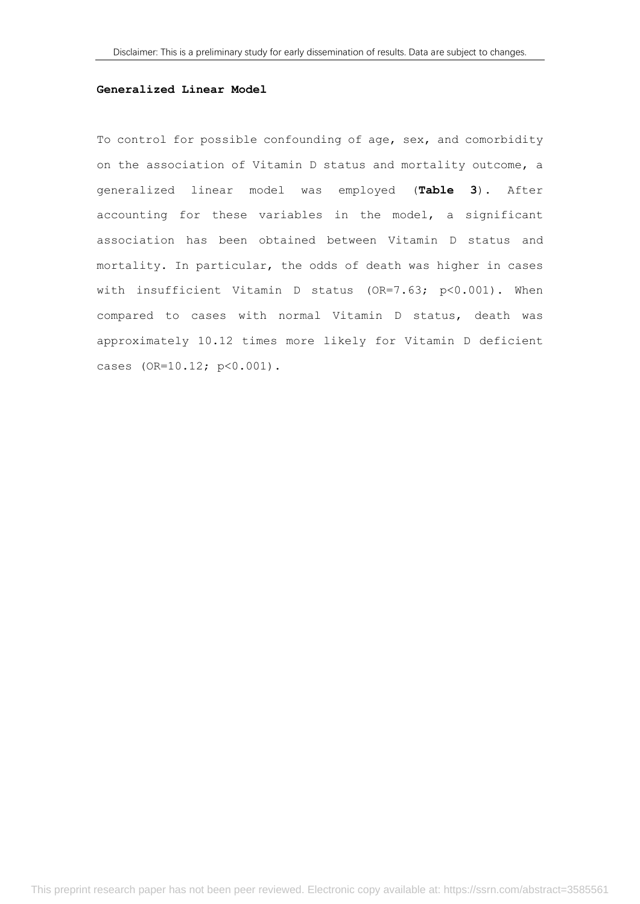**Generalized Linear Model**

To control for possible confounding of age, sex, and comorbidity on the association of Vitamin D status and mortality outcome, a generalized linear model was employed (**Table 3**). After accounting for these variables in the model, a significant association has been obtained between Vitamin D status and mortality. In particular, the odds of death was higher in cases with insufficient Vitamin D status (OR=7.63; $p<0.001$). When compared to cases with normal Vitamin D status, death was approximately 10.12 times more likely for Vitamin D deficient cases (OR=10.12; $p<0.001$).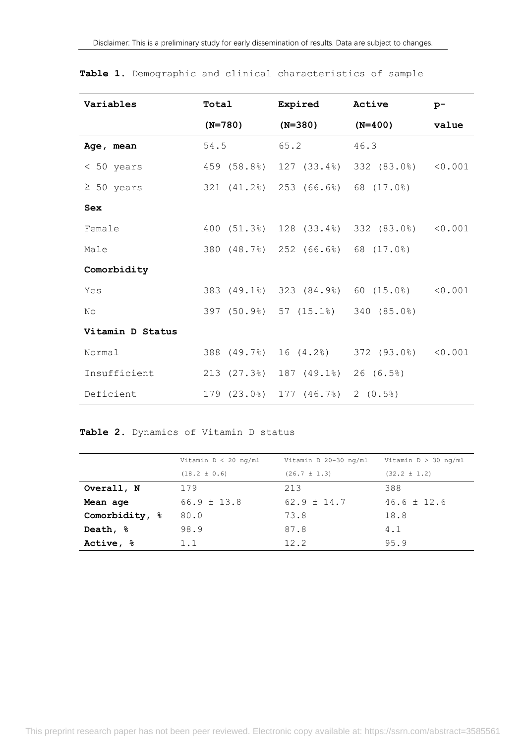**Table 1.** Demographic and clinical characteristics of sample

| Variables | Total (N=780) | Expired (N=380) | Active (N=400) | p-value |
|---|---|---|---|---|
| **Age, mean** | 54.5 | 65.2 | 46.3 | |
| < 50 years | 459 (58.8%) | 127 (33.4%) | 332 (83.0%) | <0.001 |
| ≥ 50 years | 321 (41.2%) | 253 (66.6%) | 68 (17.0%) | |
| **Sex** | | | | |
| Female | 400 (51.3%) | 128 (33.4%) | 332 (83.0%) | <0.001 |
| Male | 380 (48.7%) | 252 (66.6%) | 68 (17.0%) | |
| **Comorbidity** | | | | |
| Yes | 383 (49.1%) | 323 (84.9%) | 60 (15.0%) | <0.001 |
| No | 397 (50.9%) | 57 (15.1%) | 340 (85.0%) | |
| **Vitamin D Status** | | | | |
| Normal | 388 (49.7%) | 16 (4.2%) | 372 (93.0%) | <0.001 |
| Insufficient | 213 (27.3%) | 187 (49.1%) | 26 (6.5%) | |
| Deficient | 179 (23.0%) | 177 (46.7%) | 2 (0.5%) | |

**Table 2.** Dynamics of Vitamin D status

| | Vitamin D < 20 ng/ml (18.2 ± 0.6) | Vitamin D 20-30 ng/ml (26.7 ± 1.3) | Vitamin D > 30 ng/ml (32.2 ± 1.2) |
|---|---|---|---|
| **Overall, N** | 179 | 213 | 388 |
| **Mean age** | 66.9 ± 13.8 | 62.9 ± 14.7 | 46.6 ± 12.6 |
| **Comorbidity, %** | 80.0 | 73.8 | 18.8 |
| **Death, %** | 98.9 | 87.8 | 4.1 |
| **Active, %** | 1.1 | 12.2 | 95.9 |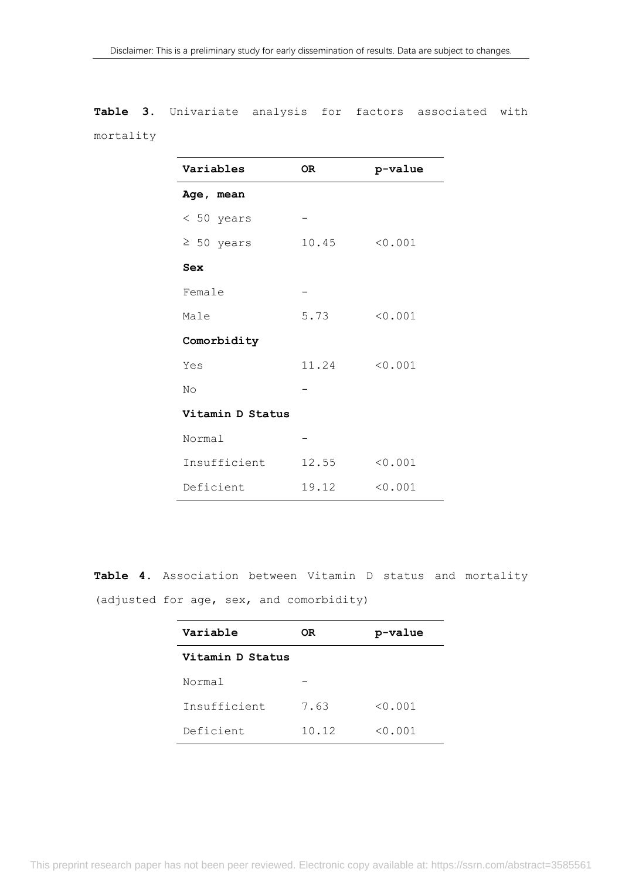**Table 3.** Univariate analysis for factors associated with mortality

| Variables | OR | p-value |
|---|---|---|
| **Age, mean** | | |
| < 50 years | – | |
| ≥ 50 years | 10.45 | <0.001 |
| **Sex** | | |
| Female | – | |
| Male | 5.73 | <0.001 |
| **Comorbidity** | | |
| Yes | 11.24 | <0.001 |
| No | – | |
| **Vitamin D Status** | | |
| Normal | – | |
| Insufficient | 12.55 | <0.001 |
| Deficient | 19.12 | <0.001 |

**Table 4.** Association between Vitamin D status and mortality (adjusted for age, sex, and comorbidity)

| Variable | OR | p-value |
|---|---|---|
| **Vitamin D Status** | | |
| Normal | – | |
| Insufficient | 7.63 | <0.001 |
| Deficient | 10.12 | <0.001 |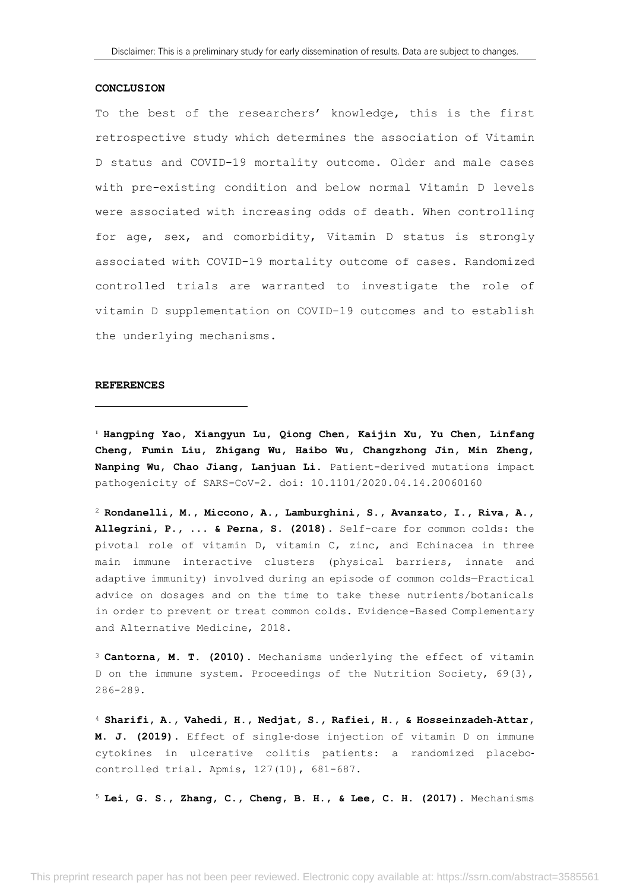## CONCLUSION

To the best of the researchers' knowledge, this is the first retrospective study which determines the association of Vitamin D status and COVID-19 mortality outcome. Older and male cases with pre-existing condition and below normal Vitamin D levels were associated with increasing odds of death. When controlling for age, sex, and comorbidity, Vitamin D status is strongly associated with COVID-19 mortality outcome of cases. Randomized controlled trials are warranted to investigate the role of vitamin D supplementation on COVID-19 outcomes and to establish the underlying mechanisms.

## REFERENCES

[1] **Hangping Yao, Xiangyun Lu, Qiong Chen, Kaijin Xu, Yu Chen, Linfang Cheng, Fumin Liu, Zhigang Wu, Haibo Wu, Changzhong Jin, Min Zheng, Nanping Wu, Chao Jiang, Lanjuan Li.** Patient-derived mutations impact pathogenicity of SARS-CoV-2. doi: 10.1101/2020.04.14.20060160

[2] **Rondanelli, M., Miccono, A., Lamburghini, S., Avanzato, I., Riva, A., Allegrini, P., ... & Perna, S. (2018).** Self-care for common colds: the pivotal role of vitamin D, vitamin C, zinc, and Echinacea in three main immune interactive clusters (physical barriers, innate and adaptive immunity) involved during an episode of common colds—Practical advice on dosages and on the time to take these nutrients/botanicals in order to prevent or treat common colds. Evidence-Based Complementary and Alternative Medicine, 2018.

[3] **Cantorna, M. T. (2010).** Mechanisms underlying the effect of vitamin D on the immune system. Proceedings of the Nutrition Society, 69(3), 286-289.

[4] **Sharifi, A., Vahedi, H., Nedjat, S., Rafiei, H., & Hosseinzadeh-Attar, M. J. (2019).** Effect of single-dose injection of vitamin D on immune cytokines in ulcerative colitis patients: a randomized placebo-controlled trial. Apmis, 127(10), 681-687.

[5] **Lei, G. S., Zhang, C., Cheng, B. H., & Lee, C. H. (2017).** Mechanisms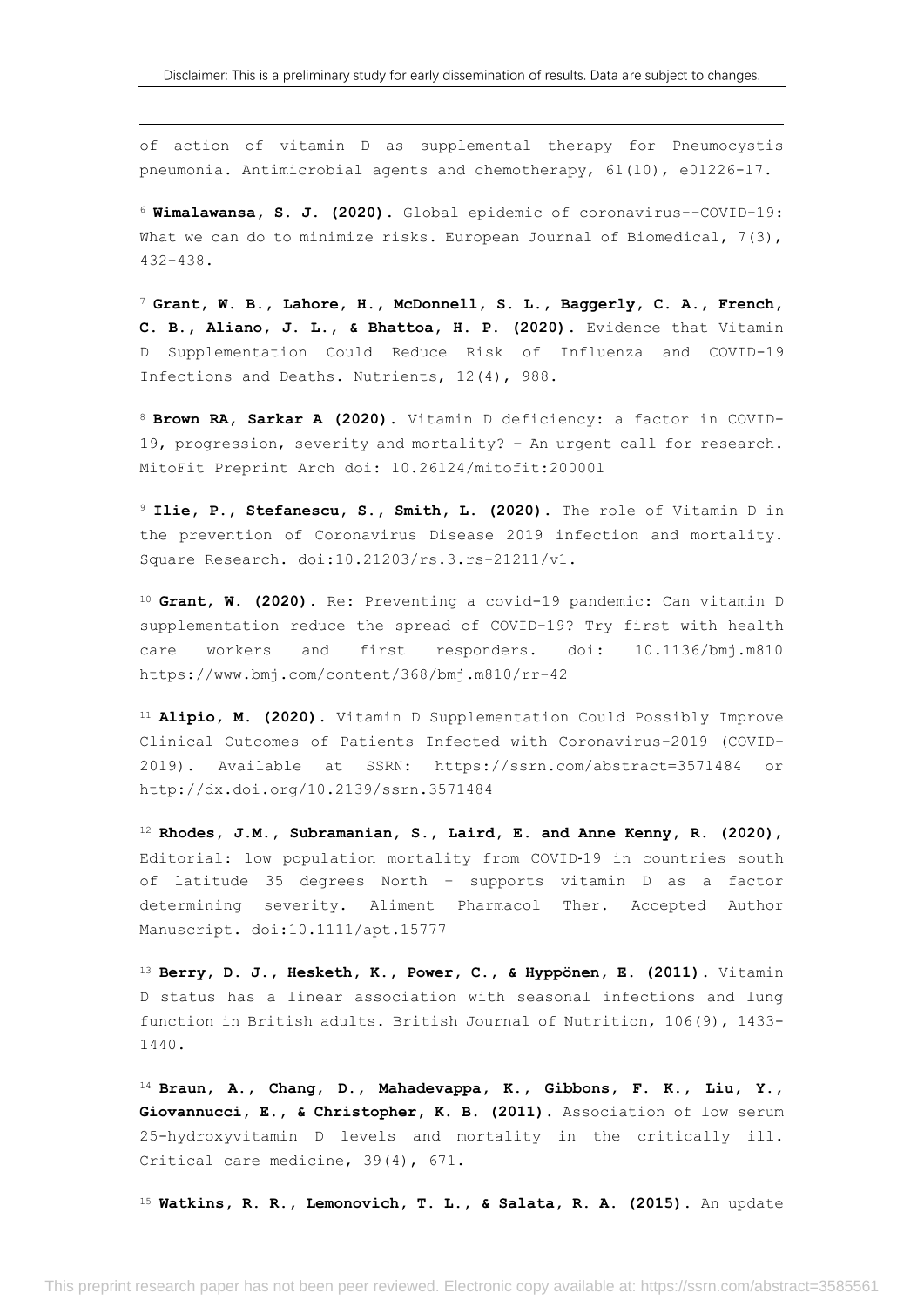of action of vitamin D as supplemental therapy for Pneumocystis pneumonia. Antimicrobial agents and chemotherapy, 61(10), e01226-17.

[6] **Wimalawansa, S. J. (2020).** Global epidemic of coronavirus--COVID-19: What we can do to minimize risks. European Journal of Biomedical, 7(3), 432-438.

[7] **Grant, W. B., Lahore, H., McDonnell, S. L., Baggerly, C. A., French, C. B., Aliano, J. L., & Bhattoa, H. P. (2020).** Evidence that Vitamin D Supplementation Could Reduce Risk of Influenza and COVID-19 Infections and Deaths. Nutrients, 12(4), 988.

[8] **Brown RA, Sarkar A (2020).** Vitamin D deficiency: a factor in COVID-19, progression, severity and mortality? – An urgent call for research. MitoFit Preprint Arch doi: 10.26124/mitofit:200001

[9] **Ilie, P., Stefanescu, S., Smith, L. (2020).** The role of Vitamin D in the prevention of Coronavirus Disease 2019 infection and mortality. Square Research. doi:10.21203/rs.3.rs-21211/v1.

[10] **Grant, W. (2020).** Re: Preventing a covid-19 pandemic: Can vitamin D supplementation reduce the spread of COVID-19? Try first with health care workers and first responders. doi: 10.1136/bmj.m810 https://www.bmj.com/content/368/bmj.m810/rr-42

[11] **Alipio, M. (2020).** Vitamin D Supplementation Could Possibly Improve Clinical Outcomes of Patients Infected with Coronavirus-2019 (COVID-2019). Available at SSRN: https://ssrn.com/abstract=3571484 or http://dx.doi.org/10.2139/ssrn.3571484

[12] **Rhodes, J.M., Subramanian, S., Laird, E. and Anne Kenny, R. (2020),** Editorial: low population mortality from COVID‐19 in countries south of latitude 35 degrees North – supports vitamin D as a factor determining severity. Aliment Pharmacol Ther. Accepted Author Manuscript. doi:10.1111/apt.15777

[13] **Berry, D. J., Hesketh, K., Power, C., & Hyppönen, E. (2011).** Vitamin D status has a linear association with seasonal infections and lung function in British adults. British Journal of Nutrition, 106(9), 1433-1440.

[14] **Braun, A., Chang, D., Mahadevappa, K., Gibbons, F. K., Liu, Y., Giovannucci, E., & Christopher, K. B. (2011).** Association of low serum 25-hydroxyvitamin D levels and mortality in the critically ill. Critical care medicine, 39(4), 671.

[15] **Watkins, R. R., Lemonovich, T. L., & Salata, R. A. (2015).** An update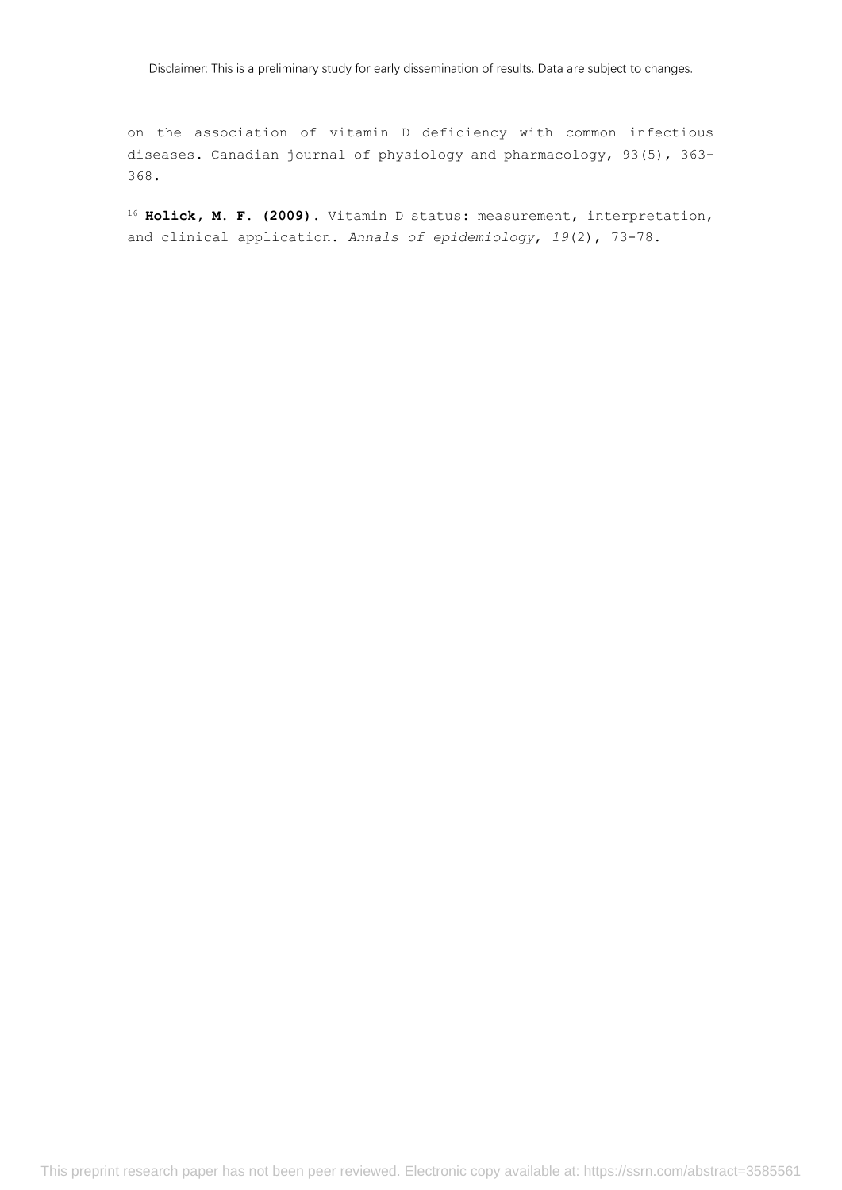on the association of vitamin D deficiency with common infectious diseases. Canadian journal of physiology and pharmacology, 93(5), 363-368.

[16] **Holick, M. F. (2009).** Vitamin D status: measurement, interpretation, and clinical application. *Annals of epidemiology*, *19*(2), 73-78.